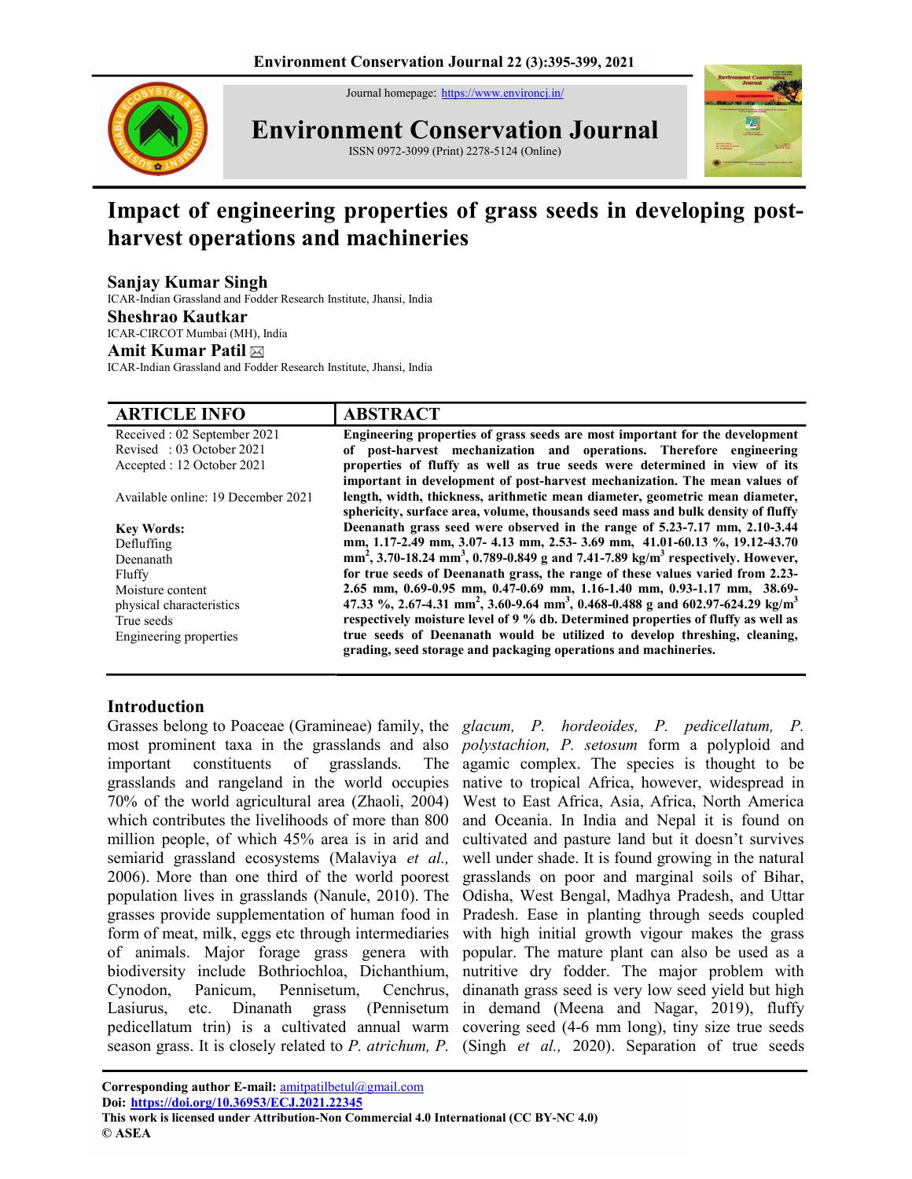# Impact of engineering properties of grass seeds in developing post-harvest operations and machineries

**Sanjay Kumar Singh**
ICAR-Indian Grassland and Fodder Research Institute, Jhansi, India

**Sheshrao Kautkar**
ICAR-CIRCOT Mumbai (MH), India

**Amit Kumar Patil** ✉
ICAR-Indian Grassland and Fodder Research Institute, Jhansi, India

## ARTICLE INFO

Received : 02 September 2021
Revised : 03 October 2021
Accepted : 12 October 2021

Available online: 19 December 2021

**Key Words:**
Defluffing
Deenanath
Fluffy
Moisture content
physical characteristics
True seeds
Engineering properties

## ABSTRACT

**Engineering properties of grass seeds are most important for the development of post-harvest mechanization and operations. Therefore engineering properties of fluffy as well as true seeds were determined in view of its important in development of post-harvest mechanization. The mean values of length, width, thickness, arithmetic mean diameter, geometric mean diameter, sphericity, surface area, volume, thousands seed mass and bulk density of fluffy Deenanath grass seed were observed in the range of 5.23-7.17 mm, 2.10-3.44 mm, 1.17-2.49 mm, 3.07- 4.13 mm, 2.53- 3.69 mm, 41.01-60.13 %, 19.12-43.70 mm$^2$, 3.70-18.24 mm$^3$, 0.789-0.849 g and 7.41-7.89 kg/m$^3$ respectively. However, for true seeds of Deenanath grass, the range of these values varied from 2.23-2.65 mm, 0.69-0.95 mm, 0.47-0.69 mm, 1.16-1.40 mm, 0.93-1.17 mm, 38.69-47.33 %, 2.67-4.31 mm$^2$, 3.60-9.64 mm$^3$, 0.468-0.488 g and 602.97-624.29 kg/m$^3$ respectively moisture level of 9 % db. Determined properties of fluffy as well as true seeds of Deenanath would be utilized to develop threshing, cleaning, grading, seed storage and packaging operations and machineries.**

## Introduction

Grasses belong to Poaceae (Gramineae) family, the most prominent taxa in the grasslands and also important constituents of grasslands. The grasslands and rangeland in the world occupies 70% of the world agricultural area (Zhaoli, 2004) which contributes the livelihoods of more than 800 million people, of which 45% area is in arid and semiarid grassland ecosystems (Malaviya *et al.,* 2006). More than one third of the world poorest population lives in grasslands (Nanule, 2010). The grasses provide supplementation of human food in form of meat, milk, eggs etc through intermediaries of animals. Major forage grass genera with biodiversity include Bothriochloa, Dichanthium, Cynodon, Panicum, Pennisetum, Cenchrus, Lasiurus, etc. Dinanath grass (Pennisetum pedicellatum trin) is a cultivated annual warm season grass. It is closely related to *P. atrichum, P. glacum, P. hordeoides, P. pedicellatum, P. polystachion, P. setosum* form a polyploid and agamic complex. The species is thought to be native to tropical Africa, however, widespread in West to East Africa, Asia, Africa, North America and Oceania. In India and Nepal it is found on cultivated and pasture land but it doesn't survives well under shade. It is found growing in the natural grasslands on poor and marginal soils of Bihar, Odisha, West Bengal, Madhya Pradesh, and Uttar Pradesh. Ease in planting through seeds coupled with high initial growth vigour makes the grass popular. The mature plant can also be used as a nutritive dry fodder. The major problem with dinanath grass seed is very low seed yield but high in demand (Meena and Nagar, 2019), fluffy covering seed (4-6 mm long), tiny size true seeds (Singh *et al.,* 2020). Separation of true seeds

---

**Corresponding author E-mail:** amitpatilbetul@gmail.com
**Doi:** https://doi.org/10.36953/ECJ.2021.22345
**This work is licensed under Attribution-Non Commercial 4.0 International (CC BY-NC 4.0)**
**© ASEA**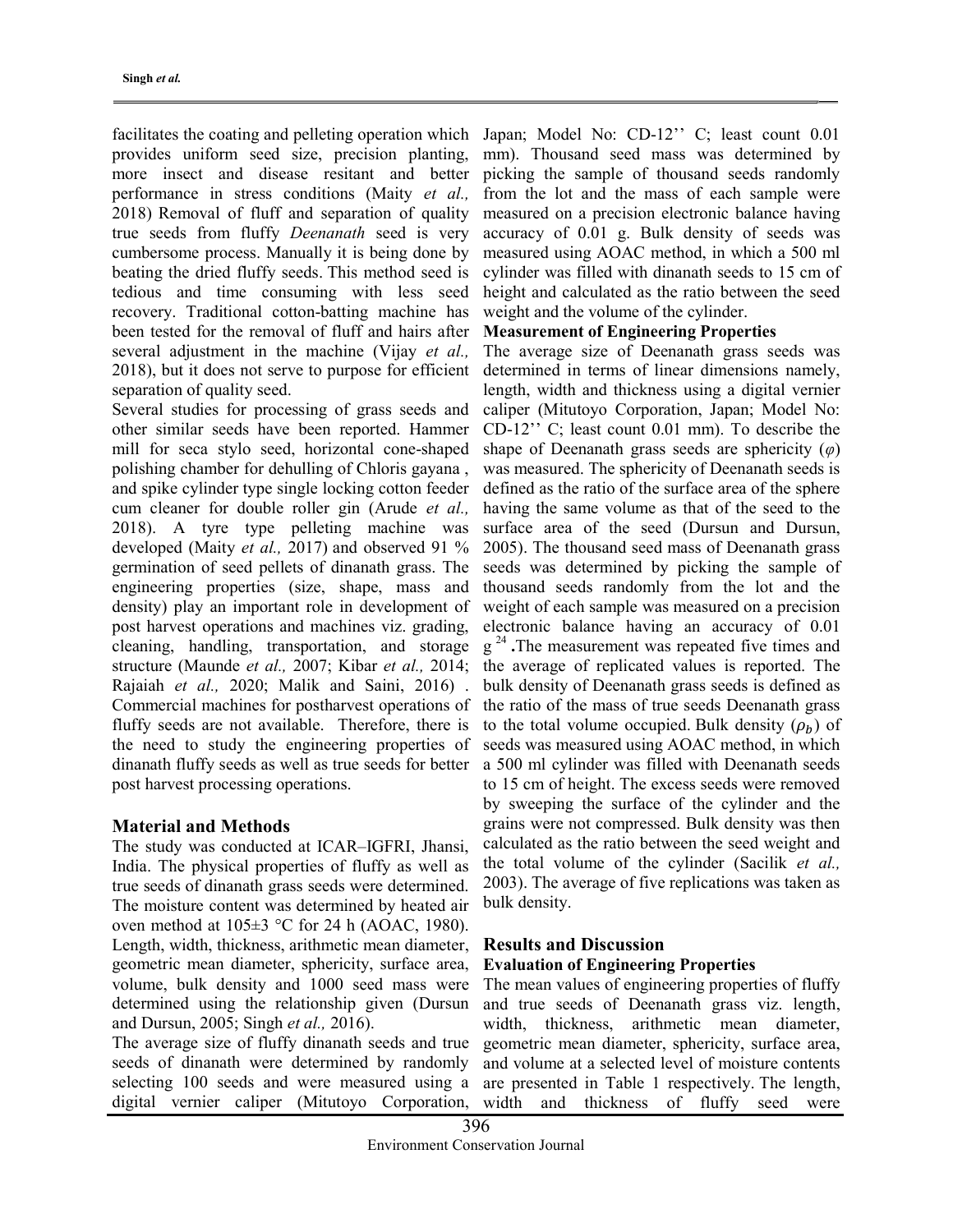facilitates the coating and pelleting operation which provides uniform seed size, precision planting, more insect and disease resitant and better performance in stress conditions (Maity *et al.,* 2018) Removal of fluff and separation of quality true seeds from fluffy *Deenanath* seed is very cumbersome process. Manually it is being done by beating the dried fluffy seeds. This method seed is tedious and time consuming with less seed recovery. Traditional cotton-batting machine has been tested for the removal of fluff and hairs after several adjustment in the machine (Vijay *et al.,* 2018), but it does not serve to purpose for efficient separation of quality seed.

Several studies for processing of grass seeds and other similar seeds have been reported. Hammer mill for seca stylo seed, horizontal cone-shaped polishing chamber for dehulling of Chloris gayana , and spike cylinder type single locking cotton feeder cum cleaner for double roller gin (Arude *et al.,* 2018). A tyre type pelleting machine was developed (Maity *et al.,* 2017) and observed 91 % germination of seed pellets of dinanath grass. The engineering properties (size, shape, mass and density) play an important role in development of post harvest operations and machines viz. grading, cleaning, handling, transportation, and storage structure (Maunde *et al.,* 2007; Kibar *et al.,* 2014; Rajaiah *et al.,* 2020; Malik and Saini, 2016) . Commercial machines for postharvest operations of fluffy seeds are not available. Therefore, there is the need to study the engineering properties of dinanath fluffy seeds as well as true seeds for better post harvest processing operations.

## Material and Methods

The study was conducted at ICAR–IGFRI, Jhansi, India. The physical properties of fluffy as well as true seeds of dinanath grass seeds were determined. The moisture content was determined by heated air oven method at 105±3 °C for 24 h (AOAC, 1980). Length, width, thickness, arithmetic mean diameter, geometric mean diameter, sphericity, surface area, volume, bulk density and 1000 seed mass were determined using the relationship given (Dursun and Dursun, 2005; Singh *et al.,* 2016).

The average size of fluffy dinanath seeds and true seeds of dinanath were determined by randomly selecting 100 seeds and were measured using a digital vernier caliper (Mitutoyo Corporation, Japan; Model No: CD-12'' C; least count 0.01 mm). Thousand seed mass was determined by picking the sample of thousand seeds randomly from the lot and the mass of each sample were measured on a precision electronic balance having accuracy of 0.01 g. Bulk density of seeds was measured using AOAC method, in which a 500 ml cylinder was filled with dinanath seeds to 15 cm of height and calculated as the ratio between the seed weight and the volume of the cylinder.

### Measurement of Engineering Properties

The average size of Deenanath grass seeds was determined in terms of linear dimensions namely, length, width and thickness using a digital vernier caliper (Mitutoyo Corporation, Japan; Model No: CD-12'' C; least count 0.01 mm). To describe the shape of Deenanath grass seeds are sphericity ($\varphi$) was measured. The sphericity of Deenanath seeds is defined as the ratio of the surface area of the sphere having the same volume as that of the seed to the surface area of the seed (Dursun and Dursun, 2005). The thousand seed mass of Deenanath grass seeds was determined by picking the sample of thousand seeds randomly from the lot and the weight of each sample was measured on a precision electronic balance having an accuracy of 0.01 g [24] **.**The measurement was repeated five times and the average of replicated values is reported. The bulk density of Deenanath grass seeds is defined as the ratio of the mass of true seeds Deenanath grass to the total volume occupied. Bulk density ($\rho_b$) of seeds was measured using AOAC method, in which a 500 ml cylinder was filled with Deenanath seeds to 15 cm of height. The excess seeds were removed by sweeping the surface of the cylinder and the grains were not compressed. Bulk density was then calculated as the ratio between the seed weight and the total volume of the cylinder (Sacilik *et al.,* 2003). The average of five replications was taken as bulk density.

## Results and Discussion

### Evaluation of Engineering Properties

The mean values of engineering properties of fluffy and true seeds of Deenanath grass viz. length, width, thickness, arithmetic mean diameter, geometric mean diameter, sphericity, surface area, and volume at a selected level of moisture contents are presented in Table 1 respectively. The length, width and thickness of fluffy seed were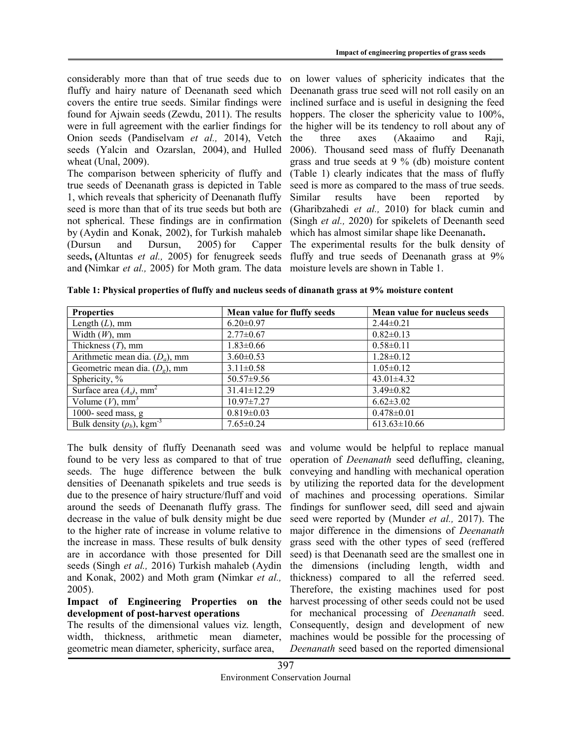considerably more than that of true seeds due to fluffy and hairy nature of Deenanath seed which covers the entire true seeds. Similar findings were found for Ajwain seeds (Zewdu, 2011). The results were in full agreement with the earlier findings for Onion seeds (Pandiselvam *et al.,* 2014), Vetch seeds (Yalcin and Ozarslan, 2004), and Hulled wheat (Unal, 2009).

The comparison between sphericity of fluffy and true seeds of Deenanath grass is depicted in Table 1, which reveals that sphericity of Deenanath fluffy seed is more than that of its true seeds but both are not spherical. These findings are in confirmation by (Aydin and Konak, 2002), for Turkish mahaleb (Dursun and Dursun, 2005) for Capper seeds**,** **(**Altuntas *et al.,* 2005) for fenugreek seeds and **(**Nimkar *et al.,* 2005) for Moth gram. The data on lower values of sphericity indicates that the Deenanath grass true seed will not roll easily on an inclined surface and is useful in designing the feed hoppers. The closer the sphericity value to 100%, the higher will be its tendency to roll about any of the three axes (Akaaimo and Raji, 2006). Thousand seed mass of fluffy Deenanath grass and true seeds at 9 % (db) moisture content (Table 1) clearly indicates that the mass of fluffy seed is more as compared to the mass of true seeds. Similar results have been reported by (Gharibzahedi *et al.,* 2010) for black cumin and (Singh *et al.,* 2020) for spikelets of Deenanth seed which has almost similar shape like Deenanath**.**

The experimental results for the bulk density of fluffy and true seeds of Deenanath grass at 9% moisture levels are shown in Table 1.

**Table 1: Physical properties of fluffy and nucleus seeds of dinanath grass at 9% moisture content**

| Properties | Mean value for fluffy seeds | Mean value for nucleus seeds |
|---|---|---|
| Length ($L$), mm | 6.20±0.97 | 2.44±0.21 |
| Width ($W$), mm | 2.77±0.67 | 0.82±0.13 |
| Thickness ($T$), mm | 1.83±0.66 | 0.58±0.11 |
| Arithmetic mean dia. ($D_a$), mm | 3.60±0.53 | 1.28±0.12 |
| Geometric mean dia. ($D_g$), mm | 3.11±0.58 | 1.05±0.12 |
| Sphericity, % | 50.57±9.56 | 43.01±4.32 |
| Surface area ($A_s$), mm$^2$ | 31.41±12.29 | 3.49±0.82 |
| Volume ($V$), mm$^3$ | 10.97±7.27 | 6.62±3.02 |
| 1000- seed mass, g | 0.819±0.03 | 0.478±0.01 |
| Bulk density ($\rho_b$), kgm$^{-3}$ | 7.65±0.24 | 613.63±10.66 |

The bulk density of fluffy Deenanath seed was found to be very less as compared to that of true seeds. The huge difference between the bulk densities of Deenanath spikelets and true seeds is due to the presence of hairy structure/fluff and void around the seeds of Deenanath fluffy grass. The decrease in the value of bulk density might be due to the higher rate of increase in volume relative to the increase in mass. These results of bulk density are in accordance with those presented for Dill seeds (Singh *et al.,* 2016) Turkish mahaleb (Aydin and Konak, 2002) and Moth gram **(**Nimkar *et al.,* 2005).

### Impact of Engineering Properties on the development of post-harvest operations

The results of the dimensional values viz. length, width, thickness, arithmetic mean diameter, geometric mean diameter, sphericity, surface area, and volume would be helpful to replace manual operation of *Deenanath* seed defluffing, cleaning, conveying and handling with mechanical operation by utilizing the reported data for the development of machines and processing operations. Similar findings for sunflower seed, dill seed and ajwain seed were reported by (Munder *et al.,* 2017). The major difference in the dimensions of *Deenanath* grass seed with the other types of seed (reffered seed) is that Deenanath seed are the smallest one in the dimensions (including length, width and thickness) compared to all the referred seed. Therefore, the existing machines used for post harvest processing of other seeds could not be used for mechanical processing of *Deenanath* seed. Consequently, design and development of new machines would be possible for the processing of *Deenanath* seed based on the reported dimensional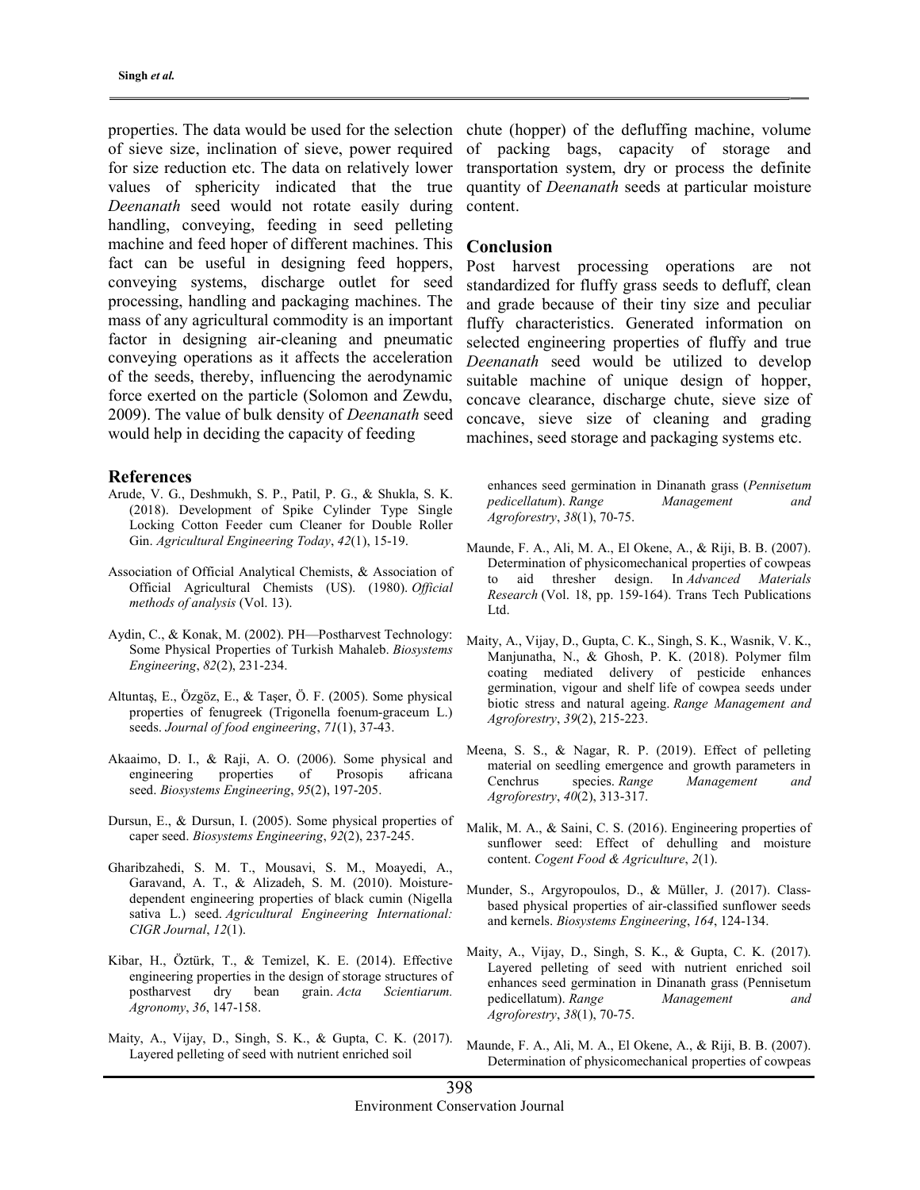properties. The data would be used for the selection of sieve size, inclination of sieve, power required for size reduction etc. The data on relatively lower values of sphericity indicated that the true *Deenanath* seed would not rotate easily during handling, conveying, feeding in seed pelleting machine and feed hoper of different machines. This fact can be useful in designing feed hoppers, conveying systems, discharge outlet for seed processing, handling and packaging machines. The mass of any agricultural commodity is an important factor in designing air-cleaning and pneumatic conveying operations as it affects the acceleration of the seeds, thereby, influencing the aerodynamic force exerted on the particle (Solomon and Zewdu, 2009). The value of bulk density of *Deenanath* seed would help in deciding the capacity of feeding chute (hopper) of the defluffing machine, volume of packing bags, capacity of storage and transportation system, dry or process the definite quantity of *Deenanath* seeds at particular moisture content.

## Conclusion

Post harvest processing operations are not standardized for fluffy grass seeds to defluff, clean and grade because of their tiny size and peculiar fluffy characteristics. Generated information on selected engineering properties of fluffy and true *Deenanath* seed would be utilized to develop suitable machine of unique design of hopper, concave clearance, discharge chute, sieve size of concave, sieve size of cleaning and grading machines, seed storage and packaging systems etc.

## References

Arude, V. G., Deshmukh, S. P., Patil, P. G., & Shukla, S. K. (2018). Development of Spike Cylinder Type Single Locking Cotton Feeder cum Cleaner for Double Roller Gin. *Agricultural Engineering Today*, *42*(1), 15-19.

Association of Official Analytical Chemists, & Association of Official Agricultural Chemists (US). (1980). *Official methods of analysis* (Vol. 13).

Aydin, C., & Konak, M. (2002). PH—Postharvest Technology: Some Physical Properties of Turkish Mahaleb. *Biosystems Engineering*, *82*(2), 231-234.

Altuntaş, E., Özgöz, E., & Taşer, Ö. F. (2005). Some physical properties of fenugreek (Trigonella foenum-graceum L.) seeds. *Journal of food engineering*, *71*(1), 37-43.

Akaaimo, D. I., & Raji, A. O. (2006). Some physical and engineering properties of Prosopis africana seed. *Biosystems Engineering*, *95*(2), 197-205.

Dursun, E., & Dursun, I. (2005). Some physical properties of caper seed. *Biosystems Engineering*, *92*(2), 237-245.

Gharibzahedi, S. M. T., Mousavi, S. M., Moayedi, A., Garavand, A. T., & Alizadeh, S. M. (2010). Moisture-dependent engineering properties of black cumin (Nigella sativa L.) seed. *Agricultural Engineering International: CIGR Journal*, *12*(1).

Kibar, H., Öztürk, T., & Temizel, K. E. (2014). Effective engineering properties in the design of storage structures of postharvest dry bean grain. *Acta Scientiarum. Agronomy*, *36*, 147-158.

Maity, A., Vijay, D., Singh, S. K., & Gupta, C. K. (2017). Layered pelleting of seed with nutrient enriched soil enhances seed germination in Dinanath grass (*Pennisetum pedicellatum*). *Range Management and Agroforestry*, *38*(1), 70-75.

Maunde, F. A., Ali, M. A., El Okene, A., & Riji, B. B. (2007). Determination of physicomechanical properties of cowpeas to aid thresher design. In *Advanced Materials Research* (Vol. 18, pp. 159-164). Trans Tech Publications Ltd.

Maity, A., Vijay, D., Gupta, C. K., Singh, S. K., Wasnik, V. K., Manjunatha, N., & Ghosh, P. K. (2018). Polymer film coating mediated delivery of pesticide enhances germination, vigour and shelf life of cowpea seeds under biotic stress and natural ageing. *Range Management and Agroforestry*, *39*(2), 215-223.

Meena, S. S., & Nagar, R. P. (2019). Effect of pelleting material on seedling emergence and growth parameters in Cenchrus species. *Range Management and Agroforestry*, *40*(2), 313-317.

Malik, M. A., & Saini, C. S. (2016). Engineering properties of sunflower seed: Effect of dehulling and moisture content. *Cogent Food & Agriculture*, *2*(1).

Munder, S., Argyropoulos, D., & Müller, J. (2017). Class-based physical properties of air-classified sunflower seeds and kernels. *Biosystems Engineering*, *164*, 124-134.

Maity, A., Vijay, D., Singh, S. K., & Gupta, C. K. (2017). Layered pelleting of seed with nutrient enriched soil enhances seed germination in Dinanath grass (Pennisetum pedicellatum). *Range Management and Agroforestry*, *38*(1), 70-75.

Maunde, F. A., Ali, M. A., El Okene, A., & Riji, B. B. (2007). Determination of physicomechanical properties of cowpeas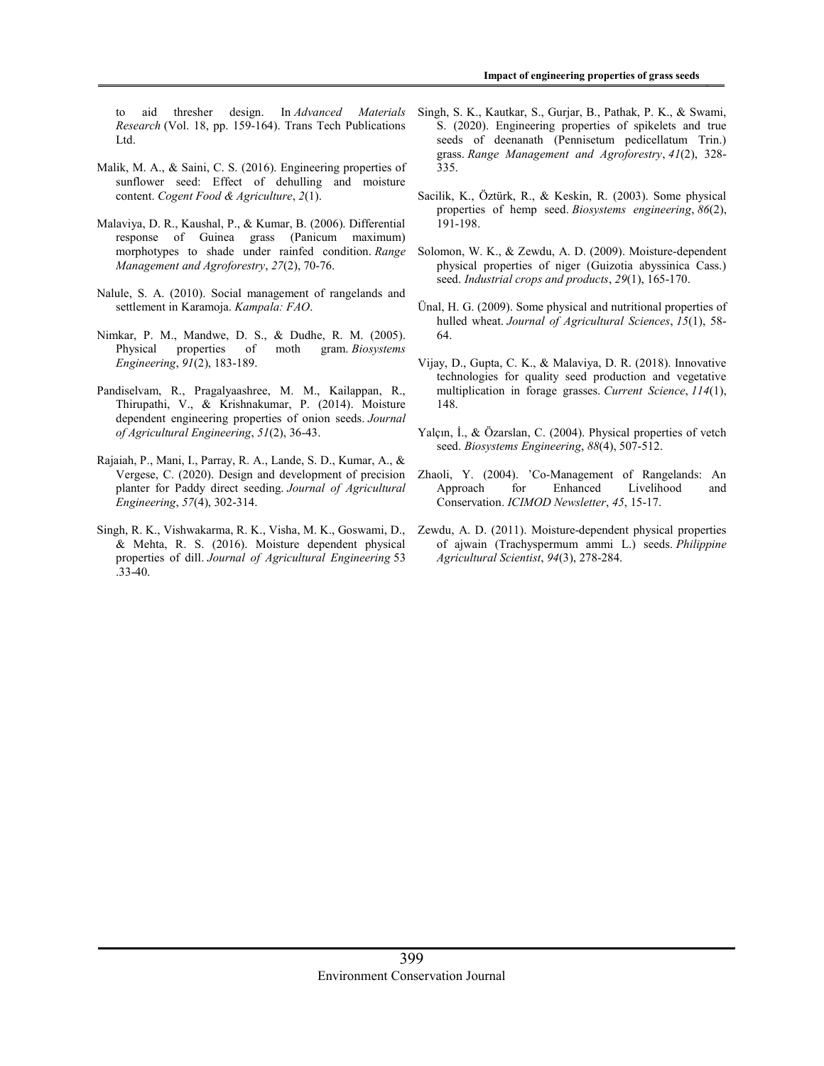to aid thresher design. In *Advanced Materials Research* (Vol. 18, pp. 159-164). Trans Tech Publications Ltd.

Malik, M. A., & Saini, C. S. (2016). Engineering properties of sunflower seed: Effect of dehulling and moisture content. *Cogent Food & Agriculture*, *2*(1).

Malaviya, D. R., Kaushal, P., & Kumar, B. (2006). Differential response of Guinea grass (Panicum maximum) morphotypes to shade under rainfed condition. *Range Management and Agroforestry*, *27*(2), 70-76.

Nalule, S. A. (2010). Social management of rangelands and settlement in Karamoja. *Kampala: FAO*.

Nimkar, P. M., Mandwe, D. S., & Dudhe, R. M. (2005). Physical properties of moth gram. *Biosystems Engineering*, *91*(2), 183-189.

Pandiselvam, R., Pragalyaashree, M. M., Kailappan, R., Thirupathi, V., & Krishnakumar, P. (2014). Moisture dependent engineering properties of onion seeds. *Journal of Agricultural Engineering*, *51*(2), 36-43.

Rajaiah, P., Mani, I., Parray, R. A., Lande, S. D., Kumar, A., & Vergese, C. (2020). Design and development of precision planter for Paddy direct seeding. *Journal of Agricultural Engineering*, *57*(4), 302-314.

Singh, R. K., Vishwakarma, R. K., Visha, M. K., Goswami, D., & Mehta, R. S. (2016). Moisture dependent physical properties of dill. *Journal of Agricultural Engineering* 53 .33-40.

Singh, S. K., Kautkar, S., Gurjar, B., Pathak, P. K., & Swami, S. (2020). Engineering properties of spikelets and true seeds of deenanath (Pennisetum pedicellatum Trin.) grass. *Range Management and Agroforestry*, *41*(2), 328-335.

Sacilik, K., Öztürk, R., & Keskin, R. (2003). Some physical properties of hemp seed. *Biosystems engineering*, *86*(2), 191-198.

Solomon, W. K., & Zewdu, A. D. (2009). Moisture-dependent physical properties of niger (Guizotia abyssinica Cass.) seed. *Industrial crops and products*, *29*(1), 165-170.

Ünal, H. G. (2009). Some physical and nutritional properties of hulled wheat. *Journal of Agricultural Sciences*, *15*(1), 58-64.

Vijay, D., Gupta, C. K., & Malaviya, D. R. (2018). Innovative technologies for quality seed production and vegetative multiplication in forage grasses. *Current Science*, *114*(1), 148.

Yalçın, İ., & Özarslan, C. (2004). Physical properties of vetch seed. *Biosystems Engineering*, *88*(4), 507-512.

Zhaoli, Y. (2004). 'Co-Management of Rangelands: An Approach for Enhanced Livelihood and Conservation. *ICIMOD Newsletter*, *45*, 15-17.

Zewdu, A. D. (2011). Moisture-dependent physical properties of ajwain (Trachyspermum ammi L.) seeds. *Philippine Agricultural Scientist*, *94*(3), 278-284.